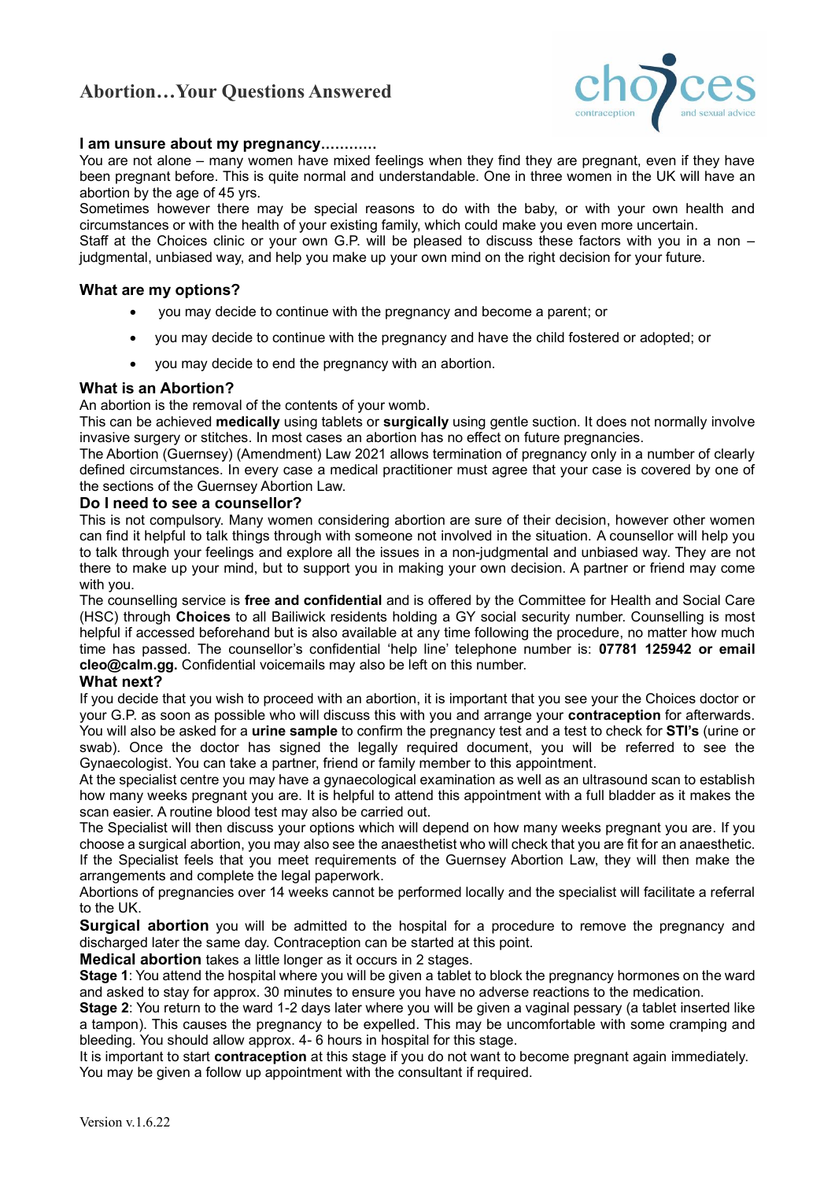# Abortion…Your Questions Answered

choices contraception and sexual advice

### I am unsure about my pregnancy…………

You are not alone – many women have mixed feelings when they find they are pregnant, even if they have been pregnant before. This is quite normal and understandable. One in three women in the UK will have an abortion by the age of 45 yrs.

Sometimes however there may be special reasons to do with the baby, or with your own health and circumstances or with the health of your existing family, which could make you even more uncertain.

Staff at the Choices clinic or your own G.P. will be pleased to discuss these factors with you in a non – judgmental, unbiased way, and help you make up your own mind on the right decision for your future.

### What are my options?

- you may decide to continue with the pregnancy and become a parent; or
- you may decide to continue with the pregnancy and have the child fostered or adopted; or
- you may decide to end the pregnancy with an abortion.

### What is an Abortion?

An abortion is the removal of the contents of your womb.

This can be achieved **medically** using tablets or **surgically** using gentle suction. It does not normally involve invasive surgery or stitches. In most cases an abortion has no effect on future pregnancies.

The Abortion (Guernsey) (Amendment) Law 2021 allows termination of pregnancy only in a number of clearly defined circumstances. In every case a medical practitioner must agree that your case is covered by one of the sections of the Guernsey Abortion Law.

### Do I need to see a counsellor?

This is not compulsory. Many women considering abortion are sure of their decision, however other women can find it helpful to talk things through with someone not involved in the situation. A counsellor will help you to talk through your feelings and explore all the issues in a non-judgmental and unbiased way. They are not there to make up your mind, but to support you in making your own decision. A partner or friend may come with you.

The counselling service is **free and confidential** and is offered by the Committee for Health and Social Care (HSC) through **Choices** to all Bailiwick residents holding a GY social security number. Counselling is most helpful if accessed beforehand but is also available at any time following the procedure, no matter how much time has passed. The counsellor's confidential 'help line' telephone number is: **07781 125942 or email cleo@calm.gg.** Confidential voicemails may also be left on this number.

### What next?

If you decide that you wish to proceed with an abortion, it is important that you see your the Choices doctor or your G.P. as soon as possible who will discuss this with you and arrange your **contraception** for afterwards. You will also be asked for a **urine sample** to confirm the pregnancy test and a test to check for **STI's** (urine or swab). Once the doctor has signed the legally required document, you will be referred to see the Gynaecologist. You can take a partner, friend or family member to this appointment.

At the specialist centre you may have a gynaecological examination as well as an ultrasound scan to establish how many weeks pregnant you are. It is helpful to attend this appointment with a full bladder as it makes the scan easier. A routine blood test may also be carried out.

The Specialist will then discuss your options which will depend on how many weeks pregnant you are. If you choose a surgical abortion, you may also see the anaesthetist who will check that you are fit for an anaesthetic. If the Specialist feels that you meet requirements of the Guernsey Abortion Law, they will then make the arrangements and complete the legal paperwork.

Abortions of pregnancies over 14 weeks cannot be performed locally and the specialist will facilitate a referral to the UK.

**Surgical abortion** you will be admitted to the hospital for a procedure to remove the pregnancy and discharged later the same day. Contraception can be started at this point.

**Medical abortion** takes a little longer as it occurs in 2 stages.

**Stage 1**: You attend the hospital where you will be given a tablet to block the pregnancy hormones on the ward and asked to stay for approx. 30 minutes to ensure you have no adverse reactions to the medication.

**Stage 2**: You return to the ward 1-2 days later where you will be given a vaginal pessary (a tablet inserted like a tampon). This causes the pregnancy to be expelled. This may be uncomfortable with some cramping and bleeding. You should allow approx. 4- 6 hours in hospital for this stage.

It is important to start **contraception** at this stage if you do not want to become pregnant again immediately. You may be given a follow up appointment with the consultant if required.

Version v.1.6.22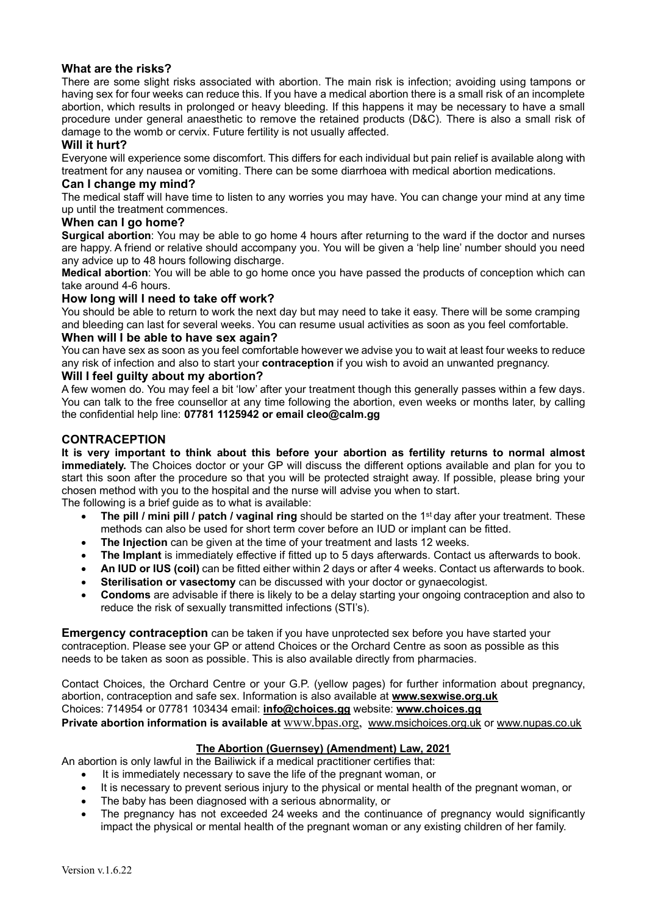### What are the risks?

There are some slight risks associated with abortion. The main risk is infection; avoiding using tampons or having sex for four weeks can reduce this. If you have a medical abortion there is a small risk of an incomplete abortion, which results in prolonged or heavy bleeding. If this happens it may be necessary to have a small procedure under general anaesthetic to remove the retained products (D&C). There is also a small risk of damage to the womb or cervix. Future fertility is not usually affected.

### Will it hurt?

Everyone will experience some discomfort. This differs for each individual but pain relief is available along with treatment for any nausea or vomiting. There can be some diarrhoea with medical abortion medications.

### Can I change my mind?

The medical staff will have time to listen to any worries you may have. You can change your mind at any time up until the treatment commences.

### When can I go home?

**Surgical abortion**: You may be able to go home 4 hours after returning to the ward if the doctor and nurses are happy. A friend or relative should accompany you. You will be given a 'help line' number should you need any advice up to 48 hours following discharge.

**Medical abortion**: You will be able to go home once you have passed the products of conception which can take around 4-6 hours.

### How long will I need to take off work?

You should be able to return to work the next day but may need to take it easy. There will be some cramping and bleeding can last for several weeks. You can resume usual activities as soon as you feel comfortable.

### When will I be able to have sex again?

You can have sex as soon as you feel comfortable however we advise you to wait at least four weeks to reduce any risk of infection and also to start your **contraception** if you wish to avoid an unwanted pregnancy.

### Will I feel guilty about my abortion?

A few women do. You may feel a bit 'low' after your treatment though this generally passes within a few days. You can talk to the free counsellor at any time following the abortion, even weeks or months later, by calling the confidential help line: **07781 1125942 or email cleo@calm.gg**

## CONTRACEPTION

**It is very important to think about this before your abortion as fertility returns to normal almost immediately.** The Choices doctor or your GP will discuss the different options available and plan for you to start this soon after the procedure so that you will be protected straight away. If possible, please bring your chosen method with you to the hospital and the nurse will advise you when to start.

The following is a brief guide as to what is available:

- **The pill / mini pill / patch / vaginal ring** should be started on the 1st day after your treatment. These methods can also be used for short term cover before an IUD or implant can be fitted.
- **The Injection** can be given at the time of your treatment and lasts 12 weeks.
- **The Implant** is immediately effective if fitted up to 5 days afterwards. Contact us afterwards to book.
- **An IUD or IUS (coil)** can be fitted either within 2 days or after 4 weeks. Contact us afterwards to book.
- **Sterilisation or vasectomy** can be discussed with your doctor or gynaecologist.
- **Condoms** are advisable if there is likely to be a delay starting your ongoing contraception and also to reduce the risk of sexually transmitted infections (STI's).

**Emergency contraception** can be taken if you have unprotected sex before you have started your contraception. Please see your GP or attend Choices or the Orchard Centre as soon as possible as this needs to be taken as soon as possible. This is also available directly from pharmacies.

Contact Choices, the Orchard Centre or your G.P. (yellow pages) for further information about pregnancy, abortion, contraception and safe sex. Information is also available at **www.sexwise.org.uk**

Choices: 714954 or 07781 103434 email: **info@choices.gg** website: **www.choices.gg**

**Private abortion information is available at** www.bpas.org, www.msichoices.org.uk or www.nupas.co.uk

### The Abortion (Guernsey) (Amendment) Law, 2021

An abortion is only lawful in the Bailiwick if a medical practitioner certifies that:

- It is immediately necessary to save the life of the pregnant woman, or
- It is necessary to prevent serious injury to the physical or mental health of the pregnant woman, or
- The baby has been diagnosed with a serious abnormality, or
- The pregnancy has not exceeded 24 weeks and the continuance of pregnancy would significantly impact the physical or mental health of the pregnant woman or any existing children of her family.

Version v.1.6.22